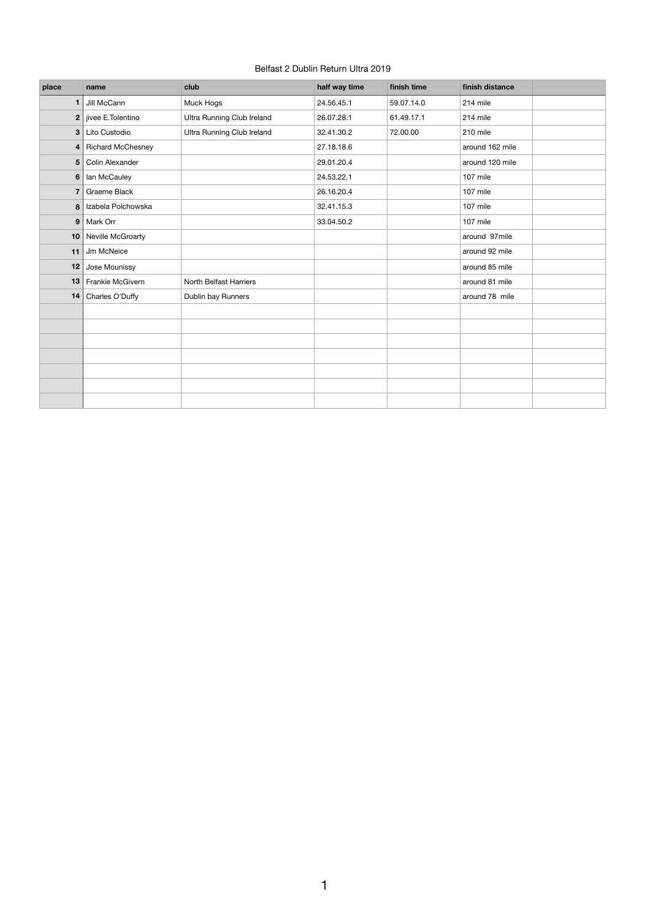# Belfast 2 Dublin Return Ultra 2019

| place | name | club | half way time | finish time | finish distance | |
|---|---|---|---|---|---|---|
| 1 | Jill McCann | Muck Hogs | 24.56.45.1 | 59.07.14.0 | 214 mile | |
| 2 | jivee E.Tolentino | Ultra Running Club Ireland | 26.07.28.1 | 61.49.17.1 | 214 mile | |
| 3 | Lito Custodio | Ultra Running Club Ireland | 32.41.30.2 | 72.00.00 | 210 mile | |
| 4 | Richard McChesney | | 27.18.18.6 | | around 162 mile | |
| 5 | Colin Alexander | | 29.01.20.4 | | around 120 mile | |
| 6 | Ian McCauley | | 24.53.22.1 | | 107 mile | |
| 7 | Graeme Black | | 26.16.20.4 | | 107 mile | |
| 8 | Izabela Polchowska | | 32.41.15.3 | | 107 mile | |
| 9 | Mark Orr | | 33.04.50.2 | | 107 mile | |
| 10 | Neville McGroarty | | | | around 97mile | |
| 11 | Jm McNeice | | | | around 92 mile | |
| 12 | Jose Mounissy | | | | around 85 mile | |
| 13 | Frankie McGivern | North Belfast Harriers | | | around 81 mile | |
| 14 | Charles O'Duffy | Dublin bay Runners | | | around 78 mile | |
| | | | | | | |
| | | | | | | |
| | | | | | | |
| | | | | | | |
| | | | | | | |
| | | | | | | |
| | | | | | | |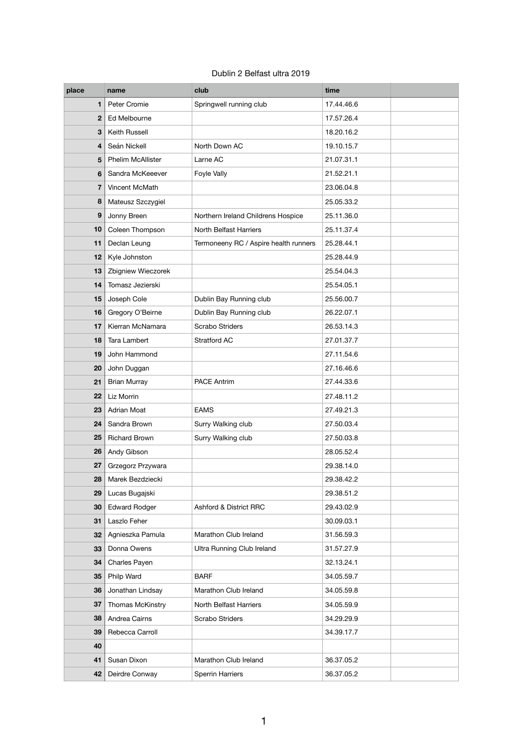Dublin 2 Belfast ultra 2019

| place | name | club | time | |
|---|---|---|---|---|
| 1 | Peter Cromie | Springwell running club | 17.44.46.6 | |
| 2 | Ed Melbourne | | 17.57.26.4 | |
| 3 | Keith Russell | | 18.20.16.2 | |
| 4 | Seán Nickell | North Down AC | 19.10.15.7 | |
| 5 | Phelim McAllister | Larne AC | 21.07.31.1 | |
| 6 | Sandra McKeeever | Foyle Vally | 21.52.21.1 | |
| 7 | Vincent McMath | | 23.06.04.8 | |
| 8 | Mateusz Szczygiel | | 25.05.33.2 | |
| 9 | Jonny Breen | Northern Ireland Childrens Hospice | 25.11.36.0 | |
| 10 | Coleen Thompson | North Belfast Harriers | 25.11.37.4 | |
| 11 | Declan Leung | Termoneeny RC / Aspire health runners | 25.28.44.1 | |
| 12 | Kyle Johnston | | 25.28.44.9 | |
| 13 | Zbigniew Wieczorek | | 25.54.04.3 | |
| 14 | Tomasz Jezierski | | 25.54.05.1 | |
| 15 | Joseph Cole | Dublin Bay Running club | 25.56.00.7 | |
| 16 | Gregory O'Beirne | Dublin Bay Running club | 26.22.07.1 | |
| 17 | Kierran McNamara | Scrabo Striders | 26.53.14.3 | |
| 18 | Tara Lambert | Stratford AC | 27.01.37.7 | |
| 19 | John Hammond | | 27.11.54.6 | |
| 20 | John Duggan | | 27.16.46.6 | |
| 21 | Brian Murray | PACE Antrim | 27.44.33.6 | |
| 22 | Liz Morrin | | 27.48.11.2 | |
| 23 | Adrian Moat | EAMS | 27.49.21.3 | |
| 24 | Sandra Brown | Surry Walking club | 27.50.03.4 | |
| 25 | Richard Brown | Surry Walking club | 27.50.03.8 | |
| 26 | Andy Gibson | | 28.05.52.4 | |
| 27 | Grzegorz Przywara | | 29.38.14.0 | |
| 28 | Marek Bezdziecki | | 29.38.42.2 | |
| 29 | Lucas Bugajski | | 29.38.51.2 | |
| 30 | Edward Rodger | Ashford & District RRC | 29.43.02.9 | |
| 31 | Laszlo Feher | | 30.09.03.1 | |
| 32 | Agnieszka Pamula | Marathon Club Ireland | 31.56.59.3 | |
| 33 | Donna Owens | Ultra Running Club Ireland | 31.57.27.9 | |
| 34 | Charles Payen | | 32.13.24.1 | |
| 35 | Philp Ward | BARF | 34.05.59.7 | |
| 36 | Jonathan Lindsay | Marathon Club Ireland | 34.05.59.8 | |
| 37 | Thomas McKinstry | North Belfast Harriers | 34.05.59.9 | |
| 38 | Andrea Cairns | Scrabo Striders | 34.29.29.9 | |
| 39 | Rebecca Carroll | | 34.39.17.7 | |
| 40 | | | | |
| 41 | Susan Dixon | Marathon Club Ireland | 36.37.05.2 | |
| 42 | Deirdre Conway | Sperrin Harriers | 36.37.05.2 | |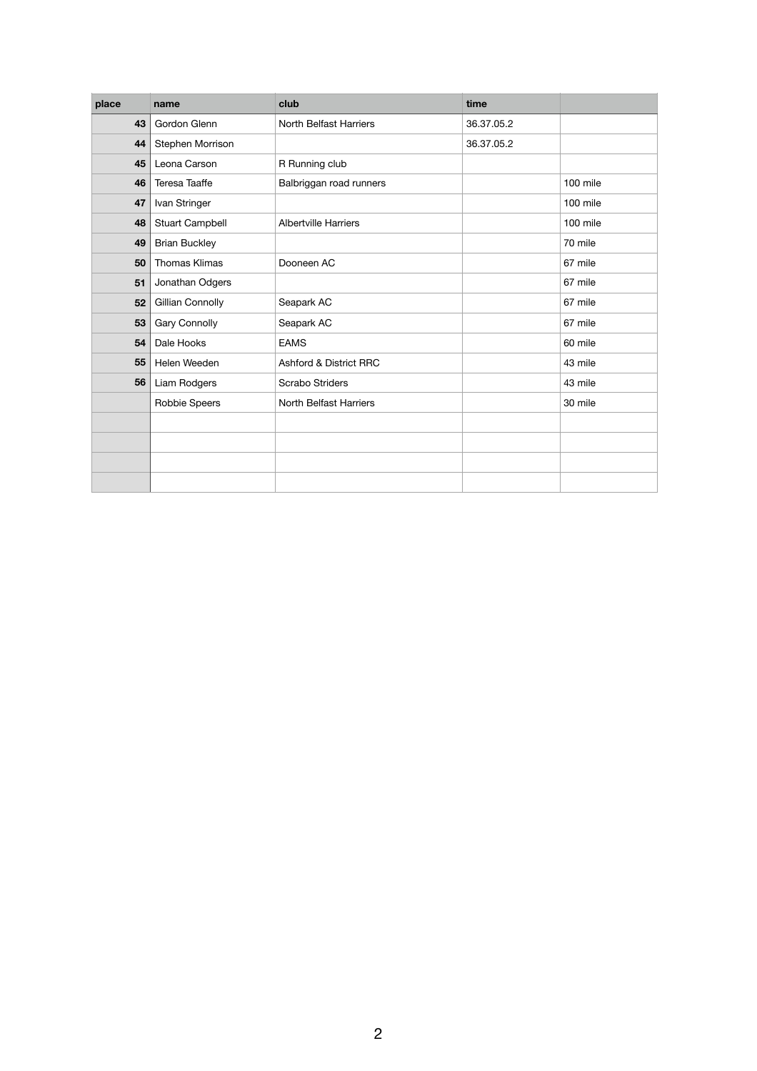| place | name | club | time | |
|---|---|---|---|---|
| 43 | Gordon Glenn | North Belfast Harriers | 36.37.05.2 | |
| 44 | Stephen Morrison | | 36.37.05.2 | |
| 45 | Leona Carson | R Running club | | |
| 46 | Teresa Taaffe | Balbriggan road runners | | 100 mile |
| 47 | Ivan Stringer | | | 100 mile |
| 48 | Stuart Campbell | Albertville Harriers | | 100 mile |
| 49 | Brian Buckley | | | 70 mile |
| 50 | Thomas Klimas | Dooneen AC | | 67 mile |
| 51 | Jonathan Odgers | | | 67 mile |
| 52 | Gillian Connolly | Seapark AC | | 67 mile |
| 53 | Gary Connolly | Seapark AC | | 67 mile |
| 54 | Dale Hooks | EAMS | | 60 mile |
| 55 | Helen Weeden | Ashford & District RRC | | 43 mile |
| 56 | Liam Rodgers | Scrabo Striders | | 43 mile |
| | Robbie Speers | North Belfast Harriers | | 30 mile |
| | | | | |
| | | | | |
| | | | | |
| | | | | |